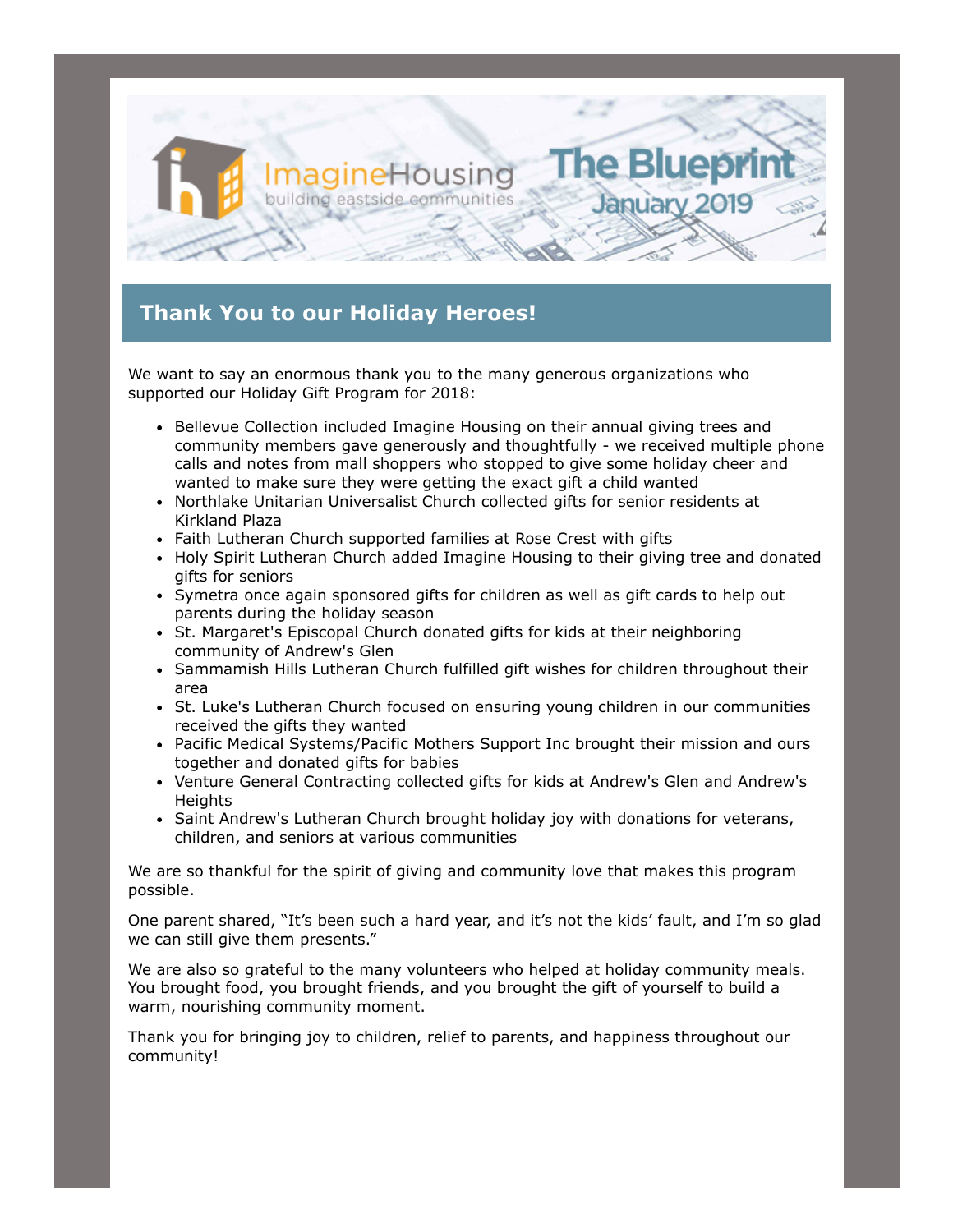ImagineHousing
building eastside communities

# The Blueprint
January 2019

## Thank You to our Holiday Heroes!

We want to say an enormous thank you to the many generous organizations who supported our Holiday Gift Program for 2018:

- Bellevue Collection included Imagine Housing on their annual giving trees and community members gave generously and thoughtfully - we received multiple phone calls and notes from mall shoppers who stopped to give some holiday cheer and wanted to make sure they were getting the exact gift a child wanted
- Northlake Unitarian Universalist Church collected gifts for senior residents at Kirkland Plaza
- Faith Lutheran Church supported families at Rose Crest with gifts
- Holy Spirit Lutheran Church added Imagine Housing to their giving tree and donated gifts for seniors
- Symetra once again sponsored gifts for children as well as gift cards to help out parents during the holiday season
- St. Margaret's Episcopal Church donated gifts for kids at their neighboring community of Andrew's Glen
- Sammamish Hills Lutheran Church fulfilled gift wishes for children throughout their area
- St. Luke's Lutheran Church focused on ensuring young children in our communities received the gifts they wanted
- Pacific Medical Systems/Pacific Mothers Support Inc brought their mission and ours together and donated gifts for babies
- Venture General Contracting collected gifts for kids at Andrew's Glen and Andrew's Heights
- Saint Andrew's Lutheran Church brought holiday joy with donations for veterans, children, and seniors at various communities

We are so thankful for the spirit of giving and community love that makes this program possible.

One parent shared, "It's been such a hard year, and it's not the kids' fault, and I'm so glad we can still give them presents."

We are also so grateful to the many volunteers who helped at holiday community meals. You brought food, you brought friends, and you brought the gift of yourself to build a warm, nourishing community moment.

Thank you for bringing joy to children, relief to parents, and happiness throughout our community!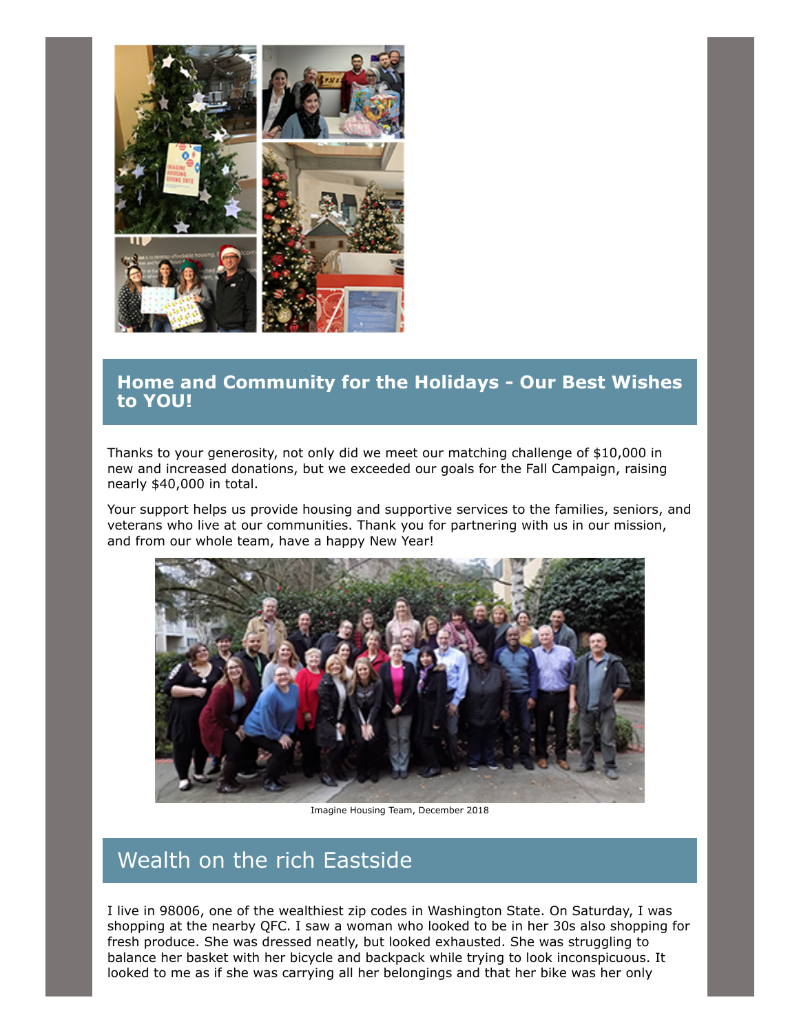## Home and Community for the Holidays - Our Best Wishes to YOU!

Thanks to your generosity, not only did we meet our matching challenge of $10,000 in new and increased donations, but we exceeded our goals for the Fall Campaign, raising nearly $40,000 in total.

Your support helps us provide housing and supportive services to the families, seniors, and veterans who live at our communities. Thank you for partnering with us in our mission, and from our whole team, have a happy New Year!

Imagine Housing Team, December 2018

## Wealth on the rich Eastside

I live in 98006, one of the wealthiest zip codes in Washington State. On Saturday, I was shopping at the nearby QFC. I saw a woman who looked to be in her 30s also shopping for fresh produce. She was dressed neatly, but looked exhausted. She was struggling to balance her basket with her bicycle and backpack while trying to look inconspicuous. It looked to me as if she was carrying all her belongings and that her bike was her only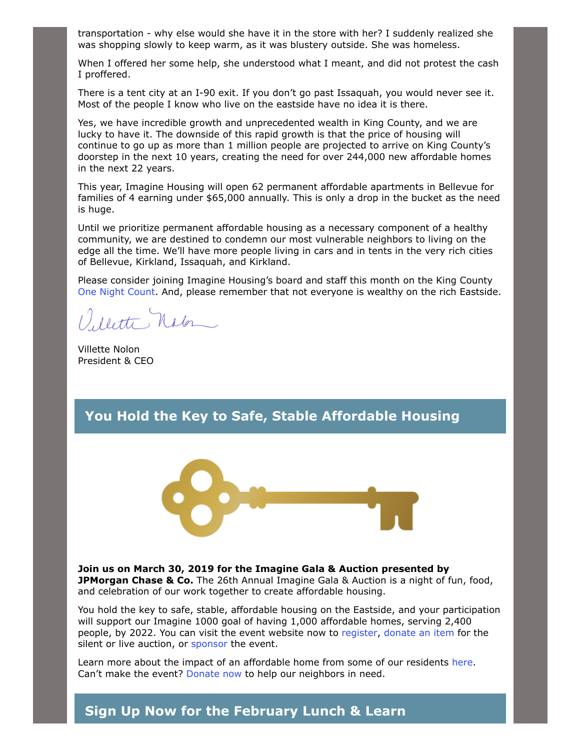transportation - why else would she have it in the store with her? I suddenly realized she was shopping slowly to keep warm, as it was blustery outside. She was homeless.

When I offered her some help, she understood what I meant, and did not protest the cash I proffered.

There is a tent city at an I-90 exit. If you don't go past Issaquah, you would never see it. Most of the people I know who live on the eastside have no idea it is there.

Yes, we have incredible growth and unprecedented wealth in King County, and we are lucky to have it. The downside of this rapid growth is that the price of housing will continue to go up as more than 1 million people are projected to arrive on King County's doorstep in the next 10 years, creating the need for over 244,000 new affordable homes in the next 22 years.

This year, Imagine Housing will open 62 permanent affordable apartments in Bellevue for families of 4 earning under $65,000 annually. This is only a drop in the bucket as the need is huge.

Until we prioritize permanent affordable housing as a necessary component of a healthy community, we are destined to condemn our most vulnerable neighbors to living on the edge all the time. We'll have more people living in cars and in tents in the very rich cities of Bellevue, Kirkland, Issaquah, and Kirkland.

Please consider joining Imagine Housing's board and staff this month on the King County One Night Count. And, please remember that not everyone is wealthy on the rich Eastside.

Villette Nolon
President & CEO

## You Hold the Key to Safe, Stable Affordable Housing

**Join us on March 30, 2019 for the Imagine Gala & Auction presented by JPMorgan Chase & Co.** The 26th Annual Imagine Gala & Auction is a night of fun, food, and celebration of our work together to create affordable housing.

You hold the key to safe, stable, affordable housing on the Eastside, and your participation will support our Imagine 1000 goal of having 1,000 affordable homes, serving 2,400 people, by 2022. You can visit the event website now to register, donate an item for the silent or live auction, or sponsor the event.

Learn more about the impact of an affordable home from some of our residents here. Can't make the event? Donate now to help our neighbors in need.

## Sign Up Now for the February Lunch & Learn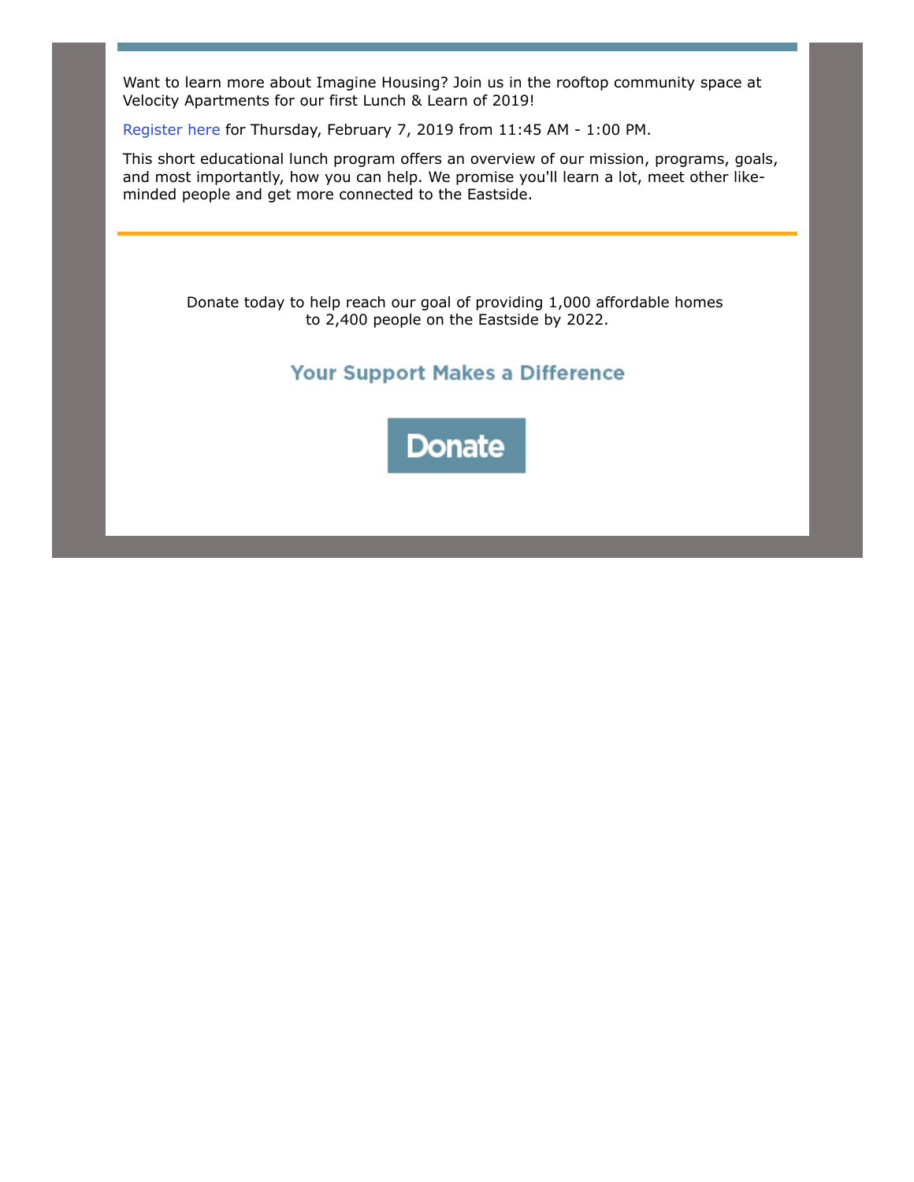Want to learn more about Imagine Housing? Join us in the rooftop community space at Velocity Apartments for our first Lunch & Learn of 2019!

Register here for Thursday, February 7, 2019 from 11:45 AM - 1:00 PM.

This short educational lunch program offers an overview of our mission, programs, goals, and most importantly, how you can help. We promise you'll learn a lot, meet other like-minded people and get more connected to the Eastside.

Donate today to help reach our goal of providing 1,000 affordable homes to 2,400 people on the Eastside by 2022.

## Your Support Makes a Difference

Donate